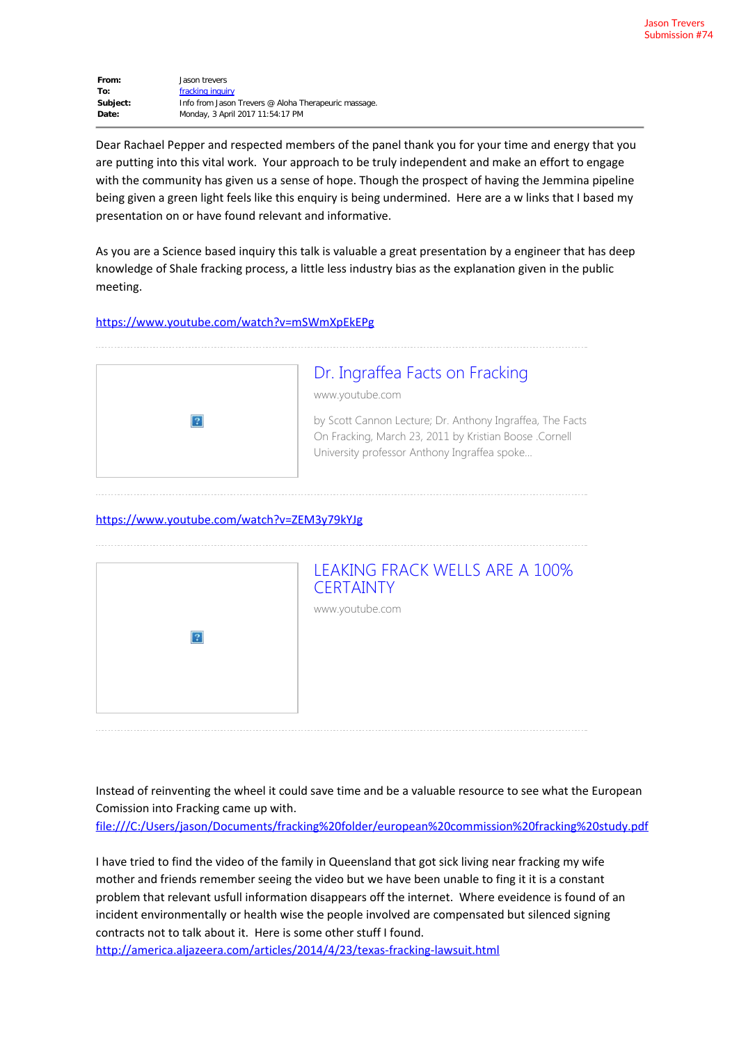Jason Trevers
Submission #74

| | |
|---|---|
| **From:** | Jason trevers |
| **To:** | fracking inquiry |
| **Subject:** | Info from Jason Trevers @ Aloha Therapeuric massage. |
| **Date:** | Monday, 3 April 2017 11:54:17 PM |

Dear Rachael Pepper and respected members of the panel thank you for your time and energy that you are putting into this vital work. Your approach to be truly independent and make an effort to engage with the community has given us a sense of hope. Though the prospect of having the Jemmina pipeline being given a green light feels like this enquiry is being undermined. Here are a w links that I based my presentation on or have found relevant and informative.

As you are a Science based inquiry this talk is valuable a great presentation by a engineer that has deep knowledge of Shale fracking process, a little less industry bias as the explanation given in the public meeting.

https://www.youtube.com/watch?v=mSWmXpEkEPg

**Dr. Ingraffea Facts on Fracking**

www.youtube.com

by Scott Cannon Lecture; Dr. Anthony Ingraffea, The Facts On Fracking, March 23, 2011 by Kristian Boose .Cornell University professor Anthony Ingraffea spoke...

https://www.youtube.com/watch?v=ZEM3y79kYJg

**LEAKING FRACK WELLS ARE A 100% CERTAINTY**

www.youtube.com

Instead of reinventing the wheel it could save time and be a valuable resource to see what the European Comission into Fracking came up with.
file:///C:/Users/jason/Documents/fracking%20folder/european%20commission%20fracking%20study.pdf

I have tried to find the video of the family in Queensland that got sick living near fracking my wife mother and friends remember seeing the video but we have been unable to fing it it is a constant problem that relevant usfull information disappears off the internet. Where eveidence is found of an incident environmentally or health wise the people involved are compensated but silenced signing contracts not to talk about it. Here is some other stuff I found.
http://america.aljazeera.com/articles/2014/4/23/texas-fracking-lawsuit.html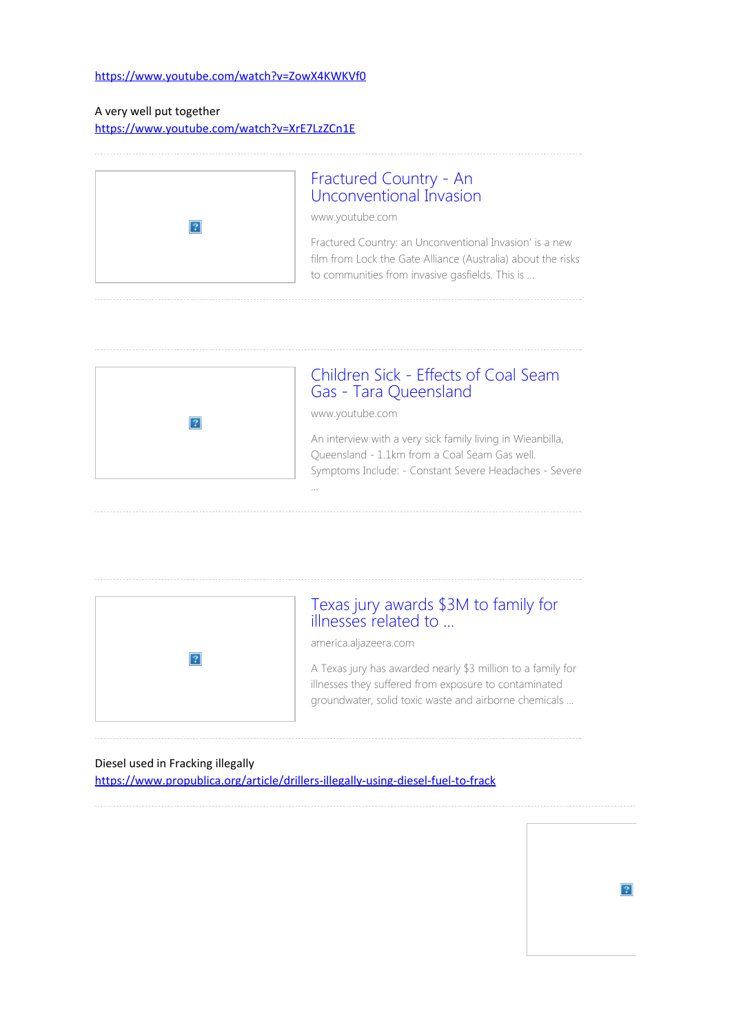https://www.youtube.com/watch?v=ZowX4KWKVf0

A very well put together
https://www.youtube.com/watch?v=XrE7LzZCn1E

---

### Fractured Country - An Unconventional Invasion

www.youtube.com

Fractured Country: an Unconventional Invasion' is a new film from Lock the Gate Alliance (Australia) about the risks to communities from invasive gasfields. This is ...

---

---

### Children Sick - Effects of Coal Seam Gas - Tara Queensland

www.youtube.com

An interview with a very sick family living in Wieanbilla, Queensland - 1.1km from a Coal Seam Gas well. Symptoms Include: - Constant Severe Headaches - Severe ...

---

---

### Texas jury awards $3M to family for illnesses related to ...

america.aljazeera.com

A Texas jury has awarded nearly $3 million to a family for illnesses they suffered from exposure to contaminated groundwater, solid toxic waste and airborne chemicals ...

---

Diesel used in Fracking illegally
https://www.propublica.org/article/drillers-illegally-using-diesel-fuel-to-frack

---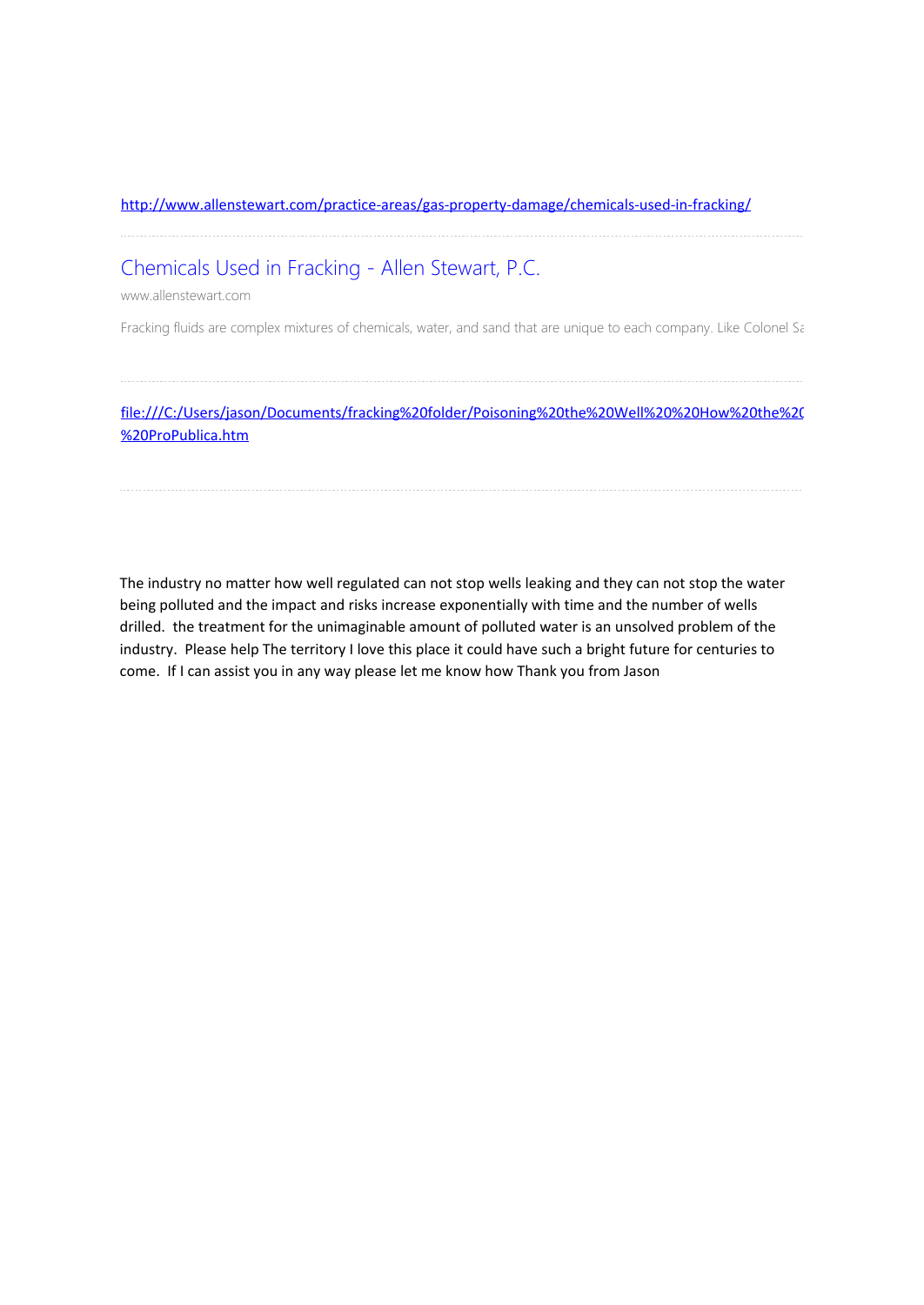http://www.allenstewart.com/practice-areas/gas-property-damage/chemicals-used-in-fracking/

---

Chemicals Used in Fracking - Allen Stewart, P.C.

www.allenstewart.com

Fracking fluids are complex mixtures of chemicals, water, and sand that are unique to each company. Like Colonel Sa

---

file:///C:/Users/jason/Documents/fracking%20folder/Poisoning%20the%20Well%20%20How%20the%20
%20ProPublica.htm

---

The industry no matter how well regulated can not stop wells leaking and they can not stop the water being polluted and the impact and risks increase exponentially with time and the number of wells drilled. the treatment for the unimaginable amount of polluted water is an unsolved problem of the industry. Please help The territory I love this place it could have such a bright future for centuries to come. If I can assist you in any way please let me know how Thank you from Jason